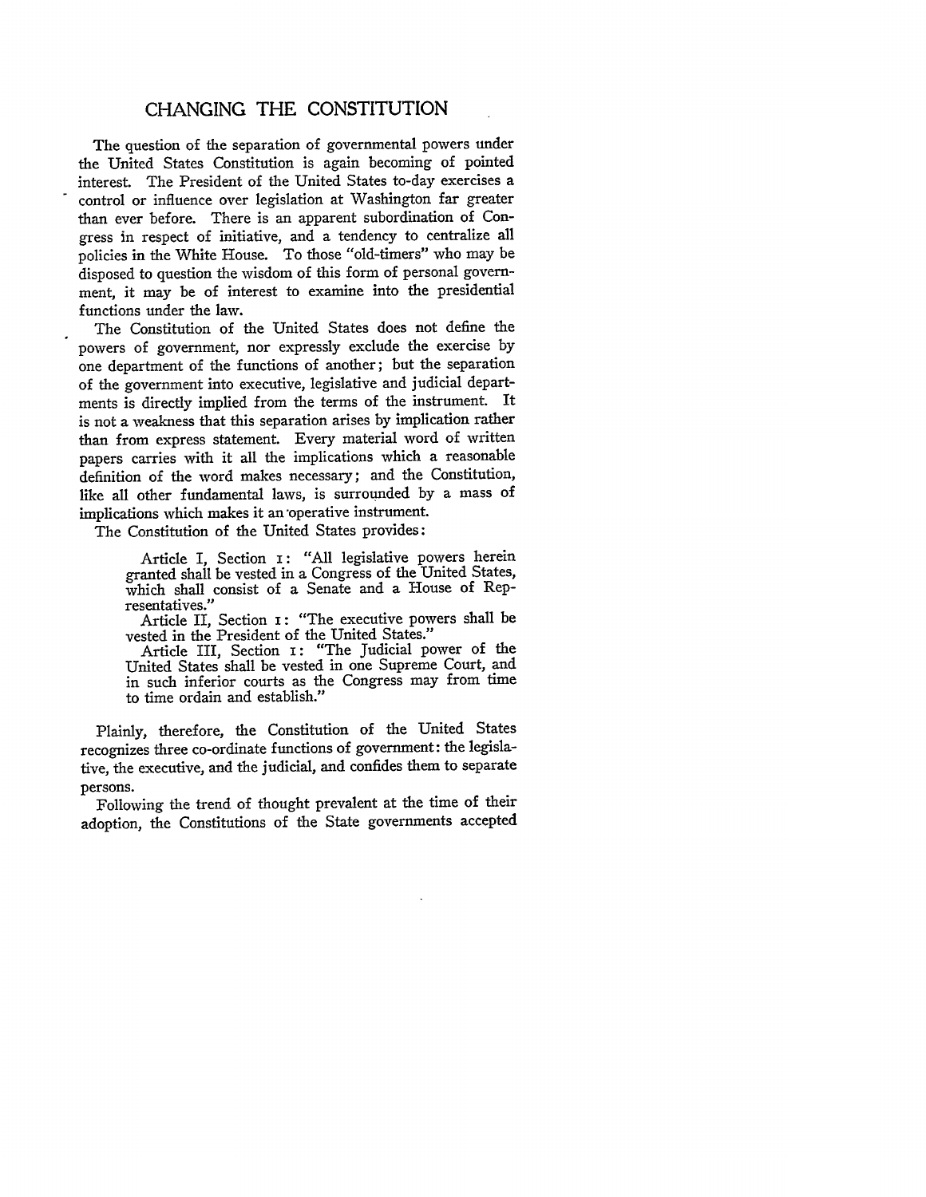# CHANGING THE CONSTITUTION

The question of the separation of governmental powers under the United States Constitution is again becoming of pointed interest. The President of the United States to-day exercises a control or influence over legislation at Washington far greater than ever before. There is an apparent subordination of Congress in respect of initiative, and a tendency to centralize all policies in the White House. To those "old-timers" who may be disposed to question the wisdom of this form of personal government, it may be of interest to examine into the presidential functions under the law.

The Constitution of the United States does not define the powers of government, nor expressly exclude the exercise by one department of the functions of another; but the separation of the government into executive, legislative and judicial departments is directly implied from the terms of the instrument. It is not a weakness that this separation arises by implication rather than from express statement. Every material word of written papers carries with it all the implications which a reasonable definition of the word makes necessary; and the Constitution, like all other fundamental laws, is surrounded by a mass of implications which makes it an operative instrument.

The Constitution of the United States provides:

> Article I, Section 1: "All legislative powers herein granted shall be vested in a Congress of the United States, which shall consist of a Senate and a House of Representatives."
>
> Article II, Section 1: "The executive powers shall be vested in the President of the United States."
>
> Article III, Section 1: "The Judicial power of the United States shall be vested in one Supreme Court, and in such inferior courts as the Congress may from time to time ordain and establish."

Plainly, therefore, the Constitution of the United States recognizes three co-ordinate functions of government: the legislative, the executive, and the judicial, and confides them to separate persons.

Following the trend of thought prevalent at the time of their adoption, the Constitutions of the State governments accepted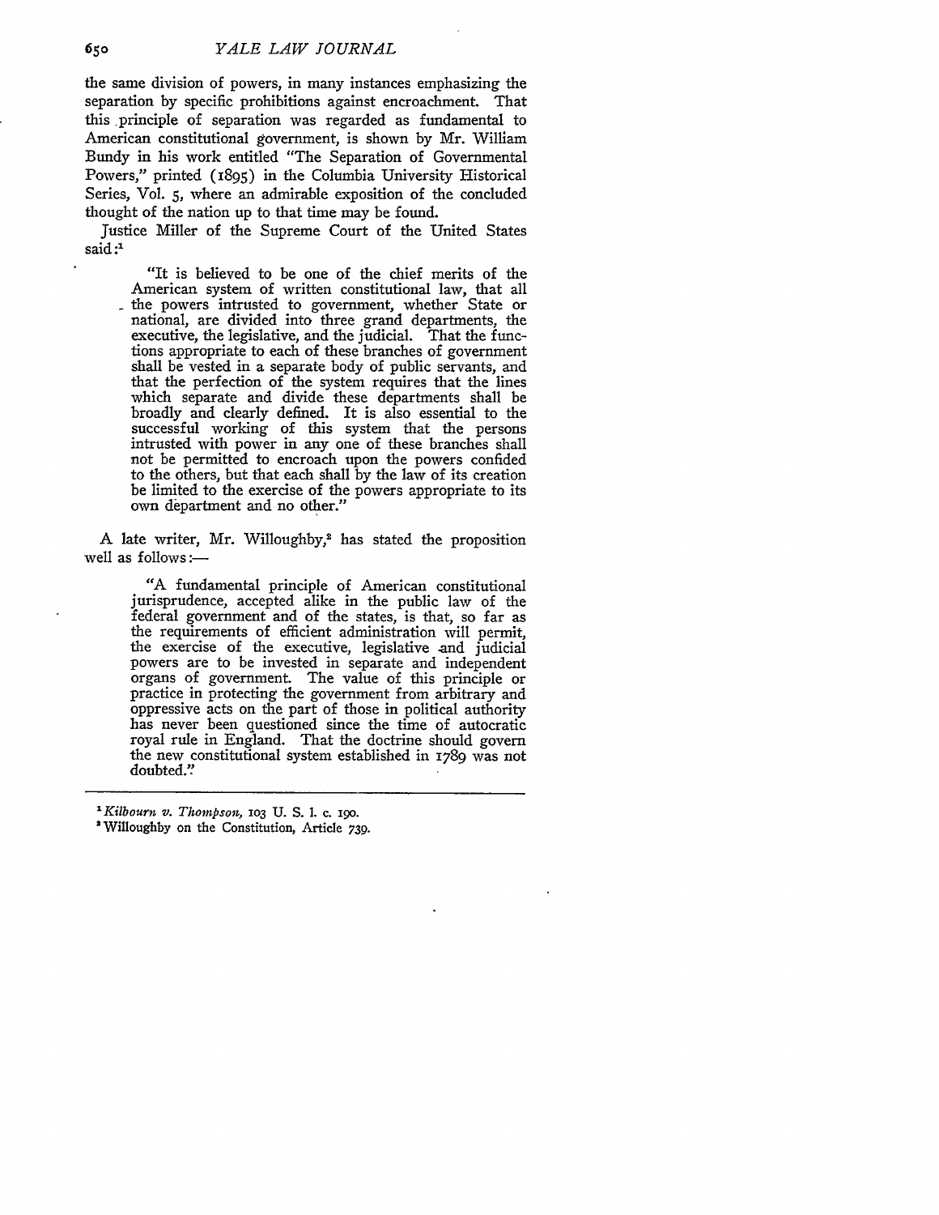the same division of powers, in many instances emphasizing the separation by specific prohibitions against encroachment. That this principle of separation was regarded as fundamental to American constitutional government, is shown by Mr. William Bundy in his work entitled "The Separation of Governmental Powers," printed (1895) in the Columbia University Historical Series, Vol. 5, where an admirable exposition of the concluded thought of the nation up to that time may be found.

Justice Miller of the Supreme Court of the United States said:[1]

> "It is believed to be one of the chief merits of the American system of written constitutional law, that all the powers intrusted to government, whether State or national, are divided into three grand departments, the executive, the legislative, and the judicial. That the functions appropriate to each of these branches of government shall be vested in a separate body of public servants, and that the perfection of the system requires that the lines which separate and divide these departments shall be broadly and clearly defined. It is also essential to the successful working of this system that the persons intrusted with power in any one of these branches shall not be permitted to encroach upon the powers confided to the others, but that each shall by the law of its creation be limited to the exercise of the powers appropriate to its own department and no other."

A late writer, Mr. Willoughby,[2] has stated the proposition well as follows:—

> "A fundamental principle of American constitutional jurisprudence, accepted alike in the public law of the federal government and of the states, is that, so far as the requirements of efficient administration will permit, the exercise of the executive, legislative and judicial powers are to be invested in separate and independent organs of government. The value of this principle or practice in protecting the government from arbitrary and oppressive acts on the part of those in political authority has never been questioned since the time of autocratic royal rule in England. That the doctrine should govern the new constitutional system established in 1789 was not doubted."

---

[1] *Kilbourn v. Thompson*, 103 U. S. 1. c. 190.

[2] Willoughby on the Constitution, Article 739.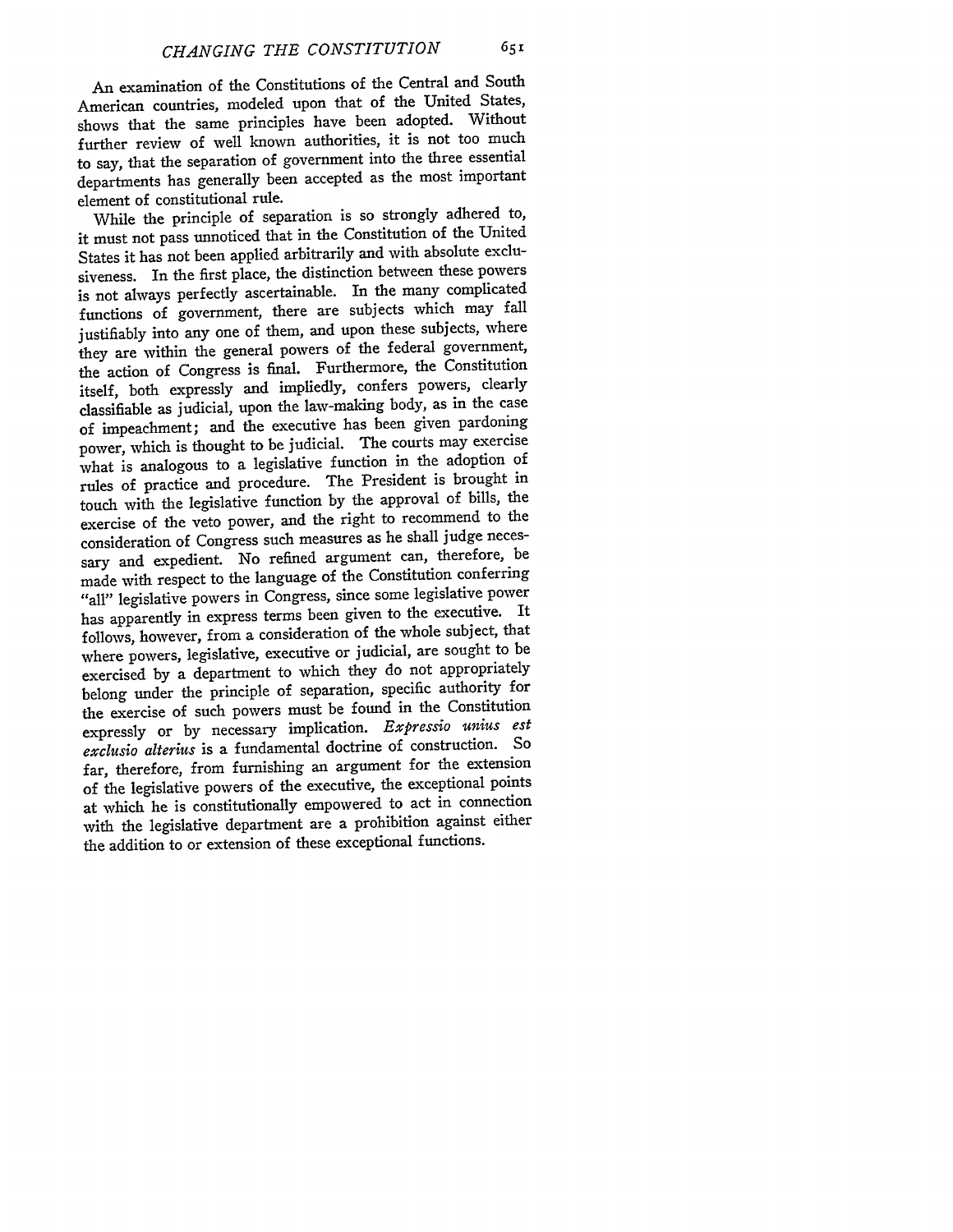An examination of the Constitutions of the Central and South American countries, modeled upon that of the United States, shows that the same principles have been adopted. Without further review of well known authorities, it is not too much to say, that the separation of government into the three essential departments has generally been accepted as the most important element of constitutional rule.

While the principle of separation is so strongly adhered to, it must not pass unnoticed that in the Constitution of the United States it has not been applied arbitrarily and with absolute exclusiveness. In the first place, the distinction between these powers is not always perfectly ascertainable. In the many complicated functions of government, there are subjects which may fall justifiably into any one of them, and upon these subjects, where they are within the general powers of the federal government, the action of Congress is final. Furthermore, the Constitution itself, both expressly and impliedly, confers powers, clearly classifiable as judicial, upon the law-making body, as in the case of impeachment; and the executive has been given pardoning power, which is thought to be judicial. The courts may exercise what is analogous to a legislative function in the adoption of rules of practice and procedure. The President is brought in touch with the legislative function by the approval of bills, the exercise of the veto power, and the right to recommend to the consideration of Congress such measures as he shall judge necessary and expedient. No refined argument can, therefore, be made with respect to the language of the Constitution conferring "all" legislative powers in Congress, since some legislative power has apparently in express terms been given to the executive. It follows, however, from a consideration of the whole subject, that where powers, legislative, executive or judicial, are sought to be exercised by a department to which they do not appropriately belong under the principle of separation, specific authority for the exercise of such powers must be found in the Constitution expressly or by necessary implication. *Expressio unius est exclusio alterius* is a fundamental doctrine of construction. So far, therefore, from furnishing an argument for the extension of the legislative powers of the executive, the exceptional points at which he is constitutionally empowered to act in connection with the legislative department are a prohibition against either the addition to or extension of these exceptional functions.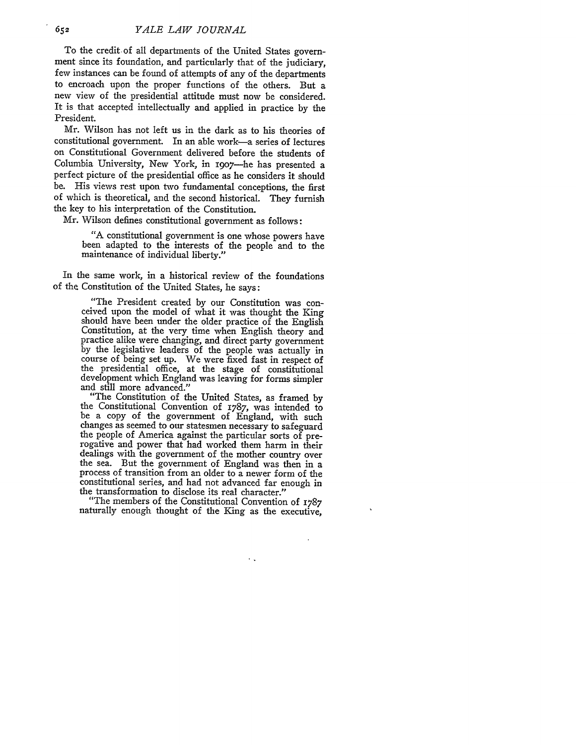To the credit of all departments of the United States government since its foundation, and particularly that of the judiciary, few instances can be found of attempts of any of the departments to encroach upon the proper functions of the others. But a new view of the presidential attitude must now be considered. It is that accepted intellectually and applied in practice by the President.

Mr. Wilson has not left us in the dark as to his theories of constitutional government. In an able work—a series of lectures on Constitutional Government delivered before the students of Columbia University, New York, in 1907—he has presented a perfect picture of the presidential office as he considers it should be. His views rest upon two fundamental conceptions, the first of which is theoretical, and the second historical. They furnish the key to his interpretation of the Constitution.

Mr. Wilson defines constitutional government as follows:

> "A constitutional government is one whose powers have been adapted to the interests of the people and to the maintenance of individual liberty."

In the same work, in a historical review of the foundations of the Constitution of the United States, he says:

> "The President created by our Constitution was conceived upon the model of what it was thought the King should have been under the older practice of the English Constitution, at the very time when English theory and practice alike were changing, and direct party government by the legislative leaders of the people was actually in course of being set up. We were fixed fast in respect of the presidential office, at the stage of constitutional development which England was leaving for forms simpler and still more advanced."
>
> "The Constitution of the United States, as framed by the Constitutional Convention of 1787, was intended to be a copy of the government of England, with such changes as seemed to our statesmen necessary to safeguard the people of America against the particular sorts of prerogative and power that had worked them harm in their dealings with the government of the mother country over the sea. But the government of England was then in a process of transition from an older to a newer form of the constitutional series, and had not advanced far enough in the transformation to disclose its real character."
>
> "The members of the Constitutional Convention of 1787 naturally enough thought of the King as the executive,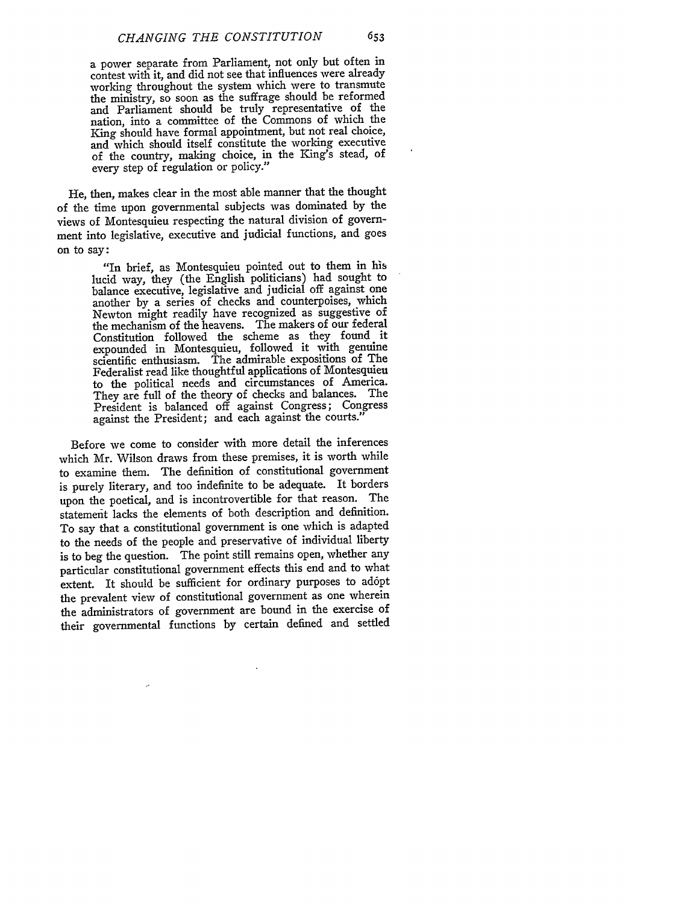> a power separate from Parliament, not only but often in contest with it, and did not see that influences were already working throughout the system which were to transmute the ministry, so soon as the suffrage should be reformed and Parliament should be truly representative of the nation, into a committee of the Commons of which the King should have formal appointment, but not real choice, and which should itself constitute the working executive of the country, making choice, in the King's stead, of every step of regulation or policy."

He, then, makes clear in the most able manner that the thought of the time upon governmental subjects was dominated by the views of Montesquieu respecting the natural division of government into legislative, executive and judicial functions, and goes on to say:

> "In brief, as Montesquieu pointed out to them in his lucid way, they (the English politicians) had sought to balance executive, legislative and judicial off against one another by a series of checks and counterpoises, which Newton might readily have recognized as suggestive of the mechanism of the heavens. The makers of our federal Constitution followed the scheme as they found it expounded in Montesquieu, followed it with genuine scientific enthusiasm. The admirable expositions of The Federalist read like thoughtful applications of Montesquieu to the political needs and circumstances of America. They are full of the theory of checks and balances. The President is balanced off against Congress; Congress against the President; and each against the courts."

Before we come to consider with more detail the inferences which Mr. Wilson draws from these premises, it is worth while to examine them. The definition of constitutional government is purely literary, and too indefinite to be adequate. It borders upon the poetical, and is incontrovertible for that reason. The statement lacks the elements of both description and definition. To say that a constitutional government is one which is adapted to the needs of the people and preservative of individual liberty is to beg the question. The point still remains open, whether any particular constitutional government effects this end and to what extent. It should be sufficient for ordinary purposes to adōpt the prevalent view of constitutional government as one wherein the administrators of government are bound in the exercise of their governmental functions by certain defined and settled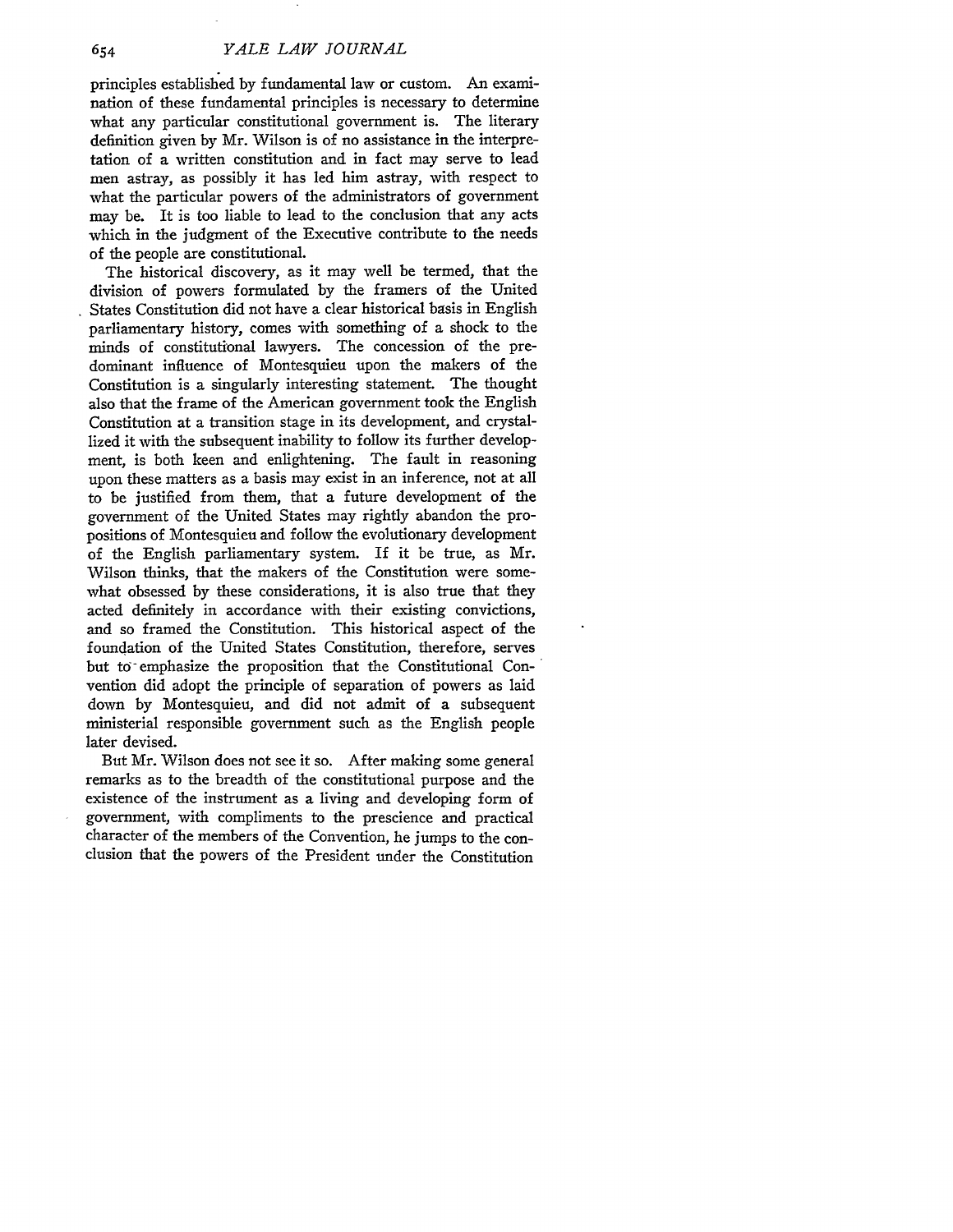principles established by fundamental law or custom. An examination of these fundamental principles is necessary to determine what any particular constitutional government is. The literary definition given by Mr. Wilson is of no assistance in the interpretation of a written constitution and in fact may serve to lead men astray, as possibly it has led him astray, with respect to what the particular powers of the administrators of government may be. It is too liable to lead to the conclusion that any acts which in the judgment of the Executive contribute to the needs of the people are constitutional.

The historical discovery, as it may well be termed, that the division of powers formulated by the framers of the United States Constitution did not have a clear historical basis in English parliamentary history, comes with something of a shock to the minds of constitutional lawyers. The concession of the predominant influence of Montesquieu upon the makers of the Constitution is a singularly interesting statement. The thought also that the frame of the American government took the English Constitution at a transition stage in its development, and crystallized it with the subsequent inability to follow its further development, is both keen and enlightening. The fault in reasoning upon these matters as a basis may exist in an inference, not at all to be justified from them, that a future development of the government of the United States may rightly abandon the propositions of Montesquieu and follow the evolutionary development of the English parliamentary system. If it be true, as Mr. Wilson thinks, that the makers of the Constitution were somewhat obsessed by these considerations, it is also true that they acted definitely in accordance with their existing convictions, and so framed the Constitution. This historical aspect of the foundation of the United States Constitution, therefore, serves but to emphasize the proposition that the Constitutional Convention did adopt the principle of separation of powers as laid down by Montesquieu, and did not admit of a subsequent ministerial responsible government such as the English people later devised.

But Mr. Wilson does not see it so. After making some general remarks as to the breadth of the constitutional purpose and the existence of the instrument as a living and developing form of government, with compliments to the prescience and practical character of the members of the Convention, he jumps to the conclusion that the powers of the President under the Constitution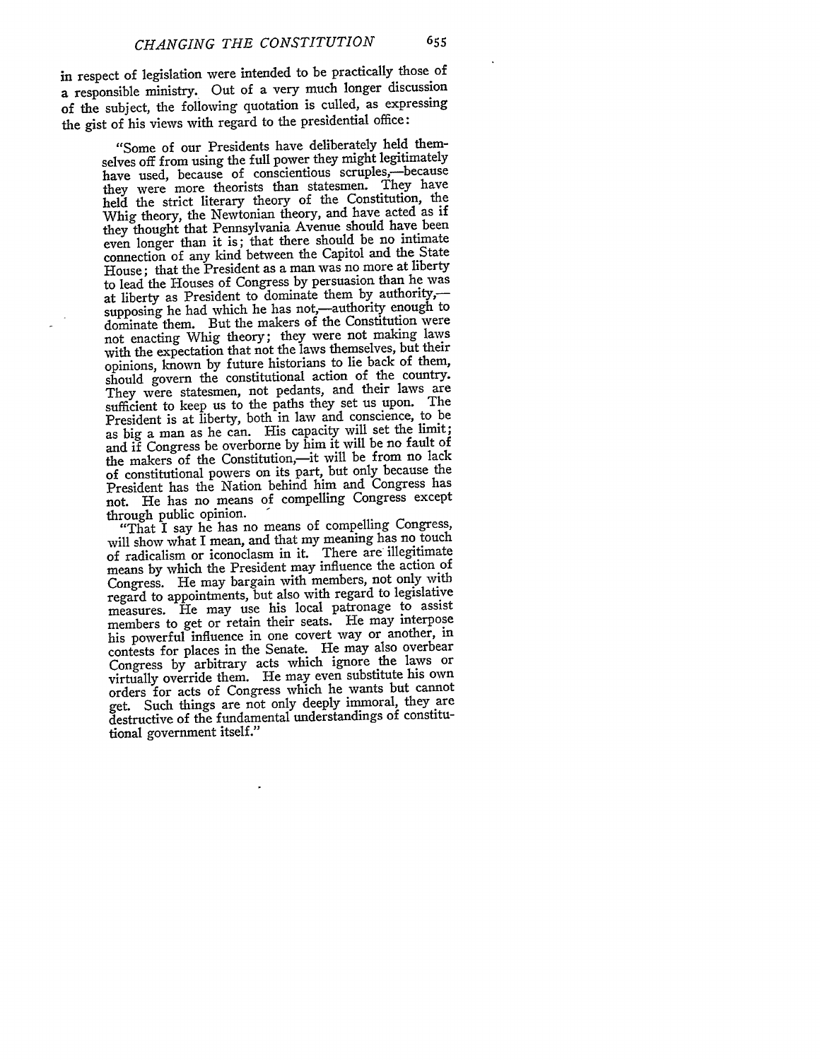in respect of legislation were intended to be practically those of a responsible ministry. Out of a very much longer discussion of the subject, the following quotation is culled, as expressing the gist of his views with regard to the presidential office:

> "Some of our Presidents have deliberately held themselves off from using the full power they might legitimately have used, because of conscientious scruples,—because they were more theorists than statesmen. They have held the strict literary theory of the Constitution, the Whig theory, the Newtonian theory, and have acted as if they thought that Pennsylvania Avenue should have been even longer than it is; that there should be no intimate connection of any kind between the Capitol and the State House; that the President as a man was no more at liberty to lead the Houses of Congress by persuasion than he was at liberty as President to dominate them by authority,—supposing he had which he has not,—authority enough to dominate them. But the makers of the Constitution were not enacting Whig theory; they were not making laws with the expectation that not the laws themselves, but their opinions, known by future historians to lie back of them, should govern the constitutional action of the country. They were statesmen, not pedants, and their laws are sufficient to keep us to the paths they set us upon. The President is at liberty, both in law and conscience, to be as big a man as he can. His capacity will set the limit; and if Congress be overborne by him it will be no fault of the makers of the Constitution,—it will be from no lack of constitutional powers on its part, but only because the President has the Nation behind him and Congress has not. He has no means of compelling Congress except through public opinion.
>
> "That I say he has no means of compelling Congress, will show what I mean, and that my meaning has no touch of radicalism or iconoclasm in it. There are illegitimate means by which the President may influence the action of Congress. He may bargain with members, not only with regard to appointments, but also with regard to legislative measures. He may use his local patronage to assist members to get or retain their seats. He may interpose his powerful influence in one covert way or another, in contests for places in the Senate. He may also overbear Congress by arbitrary acts which ignore the laws or virtually override them. He may even substitute his own orders for acts of Congress which he wants but cannot get. Such things are not only deeply immoral, they are destructive of the fundamental understandings of constitutional government itself."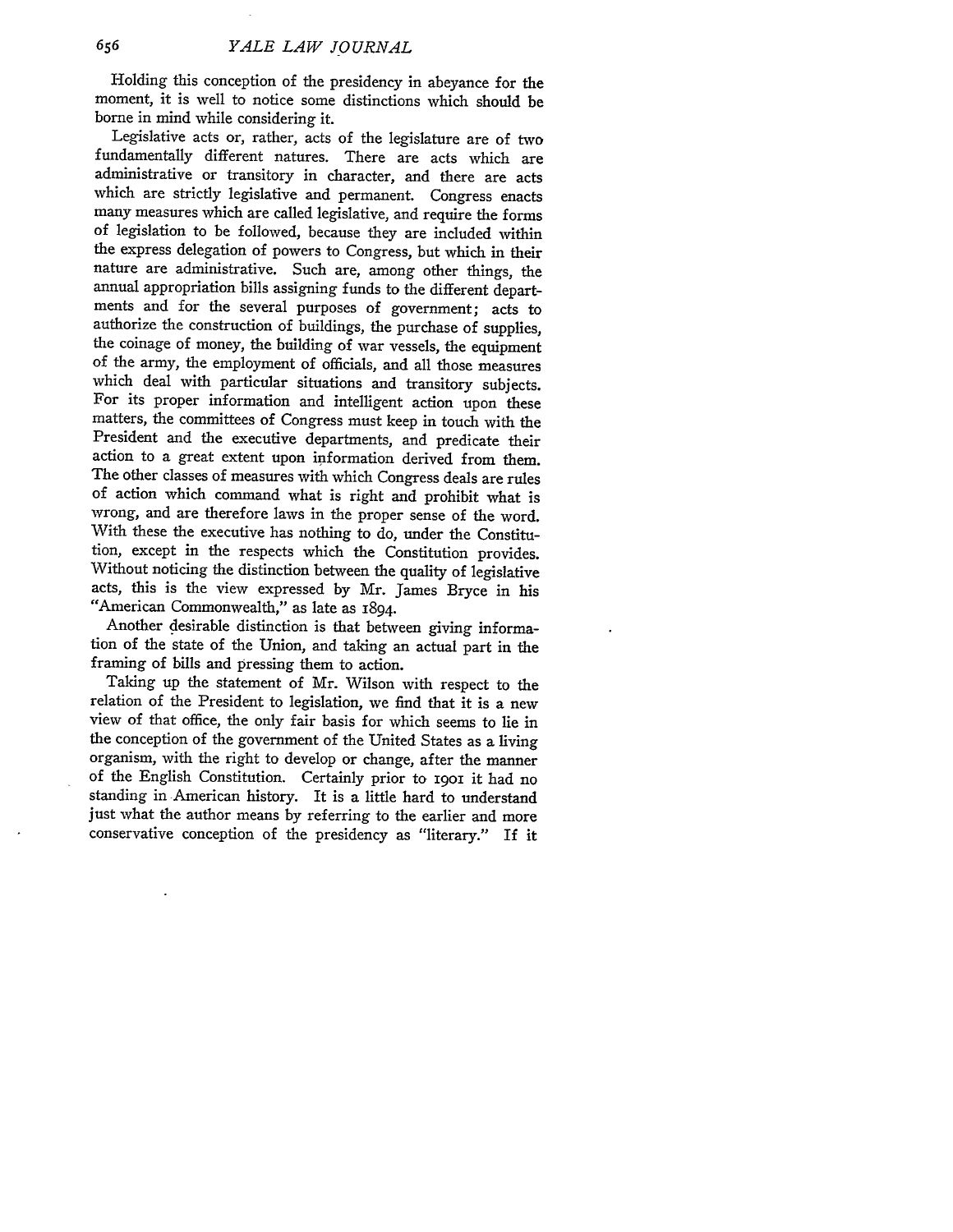Holding this conception of the presidency in abeyance for the moment, it is well to notice some distinctions which should be borne in mind while considering it.

Legislative acts or, rather, acts of the legislature are of two fundamentally different natures. There are acts which are administrative or transitory in character, and there are acts which are strictly legislative and permanent. Congress enacts many measures which are called legislative, and require the forms of legislation to be followed, because they are included within the express delegation of powers to Congress, but which in their nature are administrative. Such are, among other things, the annual appropriation bills assigning funds to the different departments and for the several purposes of government; acts to authorize the construction of buildings, the purchase of supplies, the coinage of money, the building of war vessels, the equipment of the army, the employment of officials, and all those measures which deal with particular situations and transitory subjects. For its proper information and intelligent action upon these matters, the committees of Congress must keep in touch with the President and the executive departments, and predicate their action to a great extent upon information derived from them. The other classes of measures with which Congress deals are rules of action which command what is right and prohibit what is wrong, and are therefore laws in the proper sense of the word. With these the executive has nothing to do, under the Constitution, except in the respects which the Constitution provides. Without noticing the distinction between the quality of legislative acts, this is the view expressed by Mr. James Bryce in his "American Commonwealth," as late as 1894.

Another desirable distinction is that between giving information of the state of the Union, and taking an actual part in the framing of bills and pressing them to action.

Taking up the statement of Mr. Wilson with respect to the relation of the President to legislation, we find that it is a new view of that office, the only fair basis for which seems to lie in the conception of the government of the United States as a living organism, with the right to develop or change, after the manner of the English Constitution. Certainly prior to 1901 it had no standing in American history. It is a little hard to understand just what the author means by referring to the earlier and more conservative conception of the presidency as "literary." If it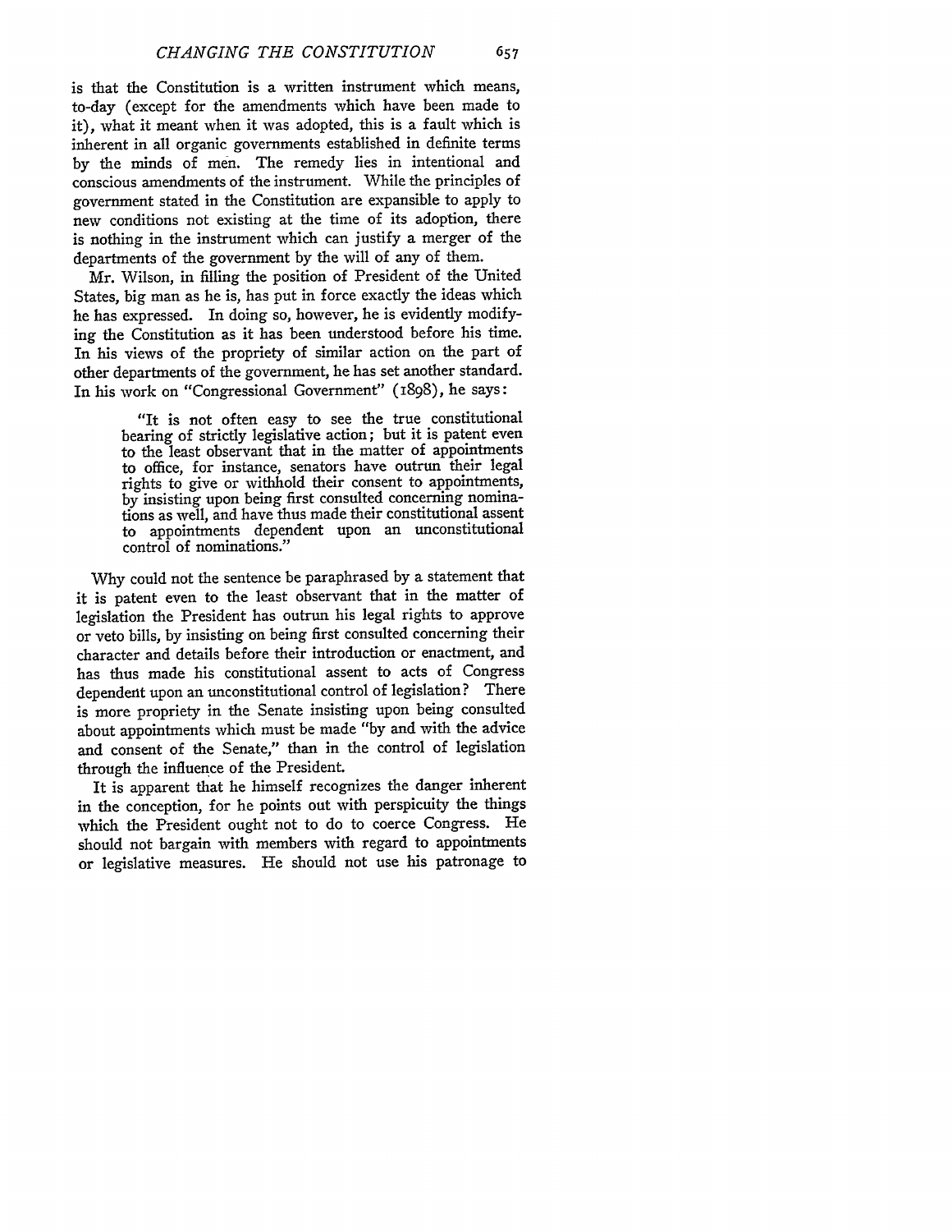is that the Constitution is a written instrument which means, to-day (except for the amendments which have been made to it), what it meant when it was adopted, this is a fault which is inherent in all organic governments established in definite terms by the minds of men. The remedy lies in intentional and conscious amendments of the instrument. While the principles of government stated in the Constitution are expansible to apply to new conditions not existing at the time of its adoption, there is nothing in the instrument which can justify a merger of the departments of the government by the will of any of them.

Mr. Wilson, in filling the position of President of the United States, big man as he is, has put in force exactly the ideas which he has expressed. In doing so, however, he is evidently modifying the Constitution as it has been understood before his time. In his views of the propriety of similar action on the part of other departments of the government, he has set another standard. In his work on "Congressional Government" (1898), he says:

> "It is not often easy to see the true constitutional bearing of strictly legislative action; but it is patent even to the least observant that in the matter of appointments to office, for instance, senators have outrun their legal rights to give or withhold their consent to appointments, by insisting upon being first consulted concerning nominations as well, and have thus made their constitutional assent to appointments dependent upon an unconstitutional control of nominations."

Why could not the sentence be paraphrased by a statement that it is patent even to the least observant that in the matter of legislation the President has outrun his legal rights to approve or veto bills, by insisting on being first consulted concerning their character and details before their introduction or enactment, and has thus made his constitutional assent to acts of Congress dependent upon an unconstitutional control of legislation? There is more propriety in the Senate insisting upon being consulted about appointments which must be made "by and with the advice and consent of the Senate," than in the control of legislation through the influence of the President.

It is apparent that he himself recognizes the danger inherent in the conception, for he points out with perspicuity the things which the President ought not to do to coerce Congress. He should not bargain with members with regard to appointments or legislative measures. He should not use his patronage to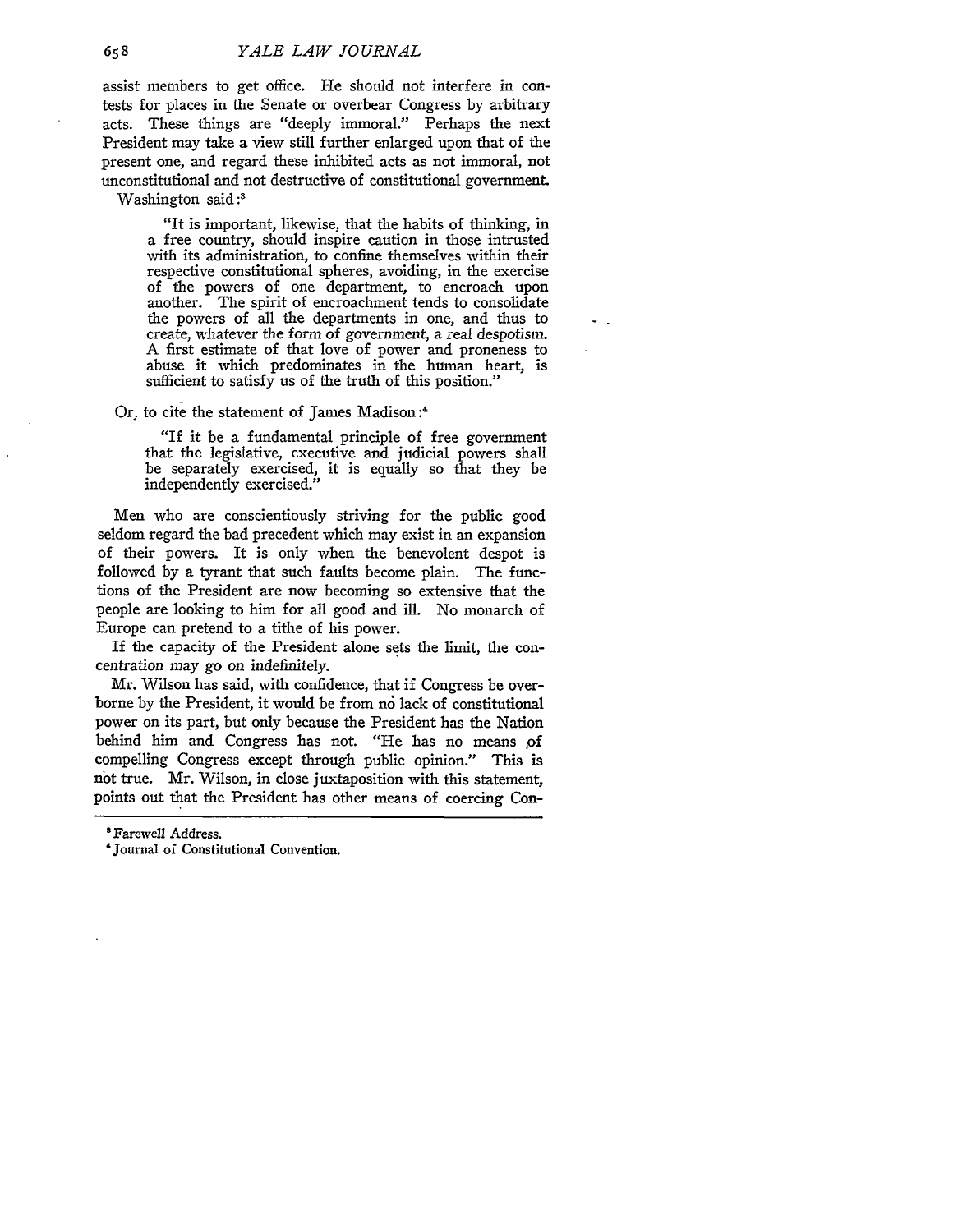assist members to get office. He should not interfere in contests for places in the Senate or overbear Congress by arbitrary acts. These things are "deeply immoral." Perhaps the next President may take a view still further enlarged upon that of the present one, and regard these inhibited acts as not immoral, not unconstitutional and not destructive of constitutional government.

Washington said:[3]

> "It is important, likewise, that the habits of thinking, in a free country, should inspire caution in those intrusted with its administration, to confine themselves within their respective constitutional spheres, avoiding, in the exercise of the powers of one department, to encroach upon another. The spirit of encroachment tends to consolidate the powers of all the departments in one, and thus to create, whatever the form of government, a real despotism. A first estimate of that love of power and proneness to abuse it which predominates in the human heart, is sufficient to satisfy us of the truth of this position."

Or, to cite the statement of James Madison:[4]

> "If it be a fundamental principle of free government that the legislative, executive and judicial powers shall be separately exercised, it is equally so that they be independently exercised."

Men who are conscientiously striving for the public good seldom regard the bad precedent which may exist in an expansion of their powers. It is only when the benevolent despot is followed by a tyrant that such faults become plain. The functions of the President are now becoming so extensive that the people are looking to him for all good and ill. No monarch of Europe can pretend to a tithe of his power.

If the capacity of the President alone sets the limit, the concentration may go on indefinitely.

Mr. Wilson has said, with confidence, that if Congress be overborne by the President, it would be from no lack of constitutional power on its part, but only because the President has the Nation behind him and Congress has not. "He has no means of compelling Congress except through public opinion." This is not true. Mr. Wilson, in close juxtaposition with this statement, points out that the President has other means of coercing Con-

---

[3] Farewell Address.

[4] Journal of Constitutional Convention.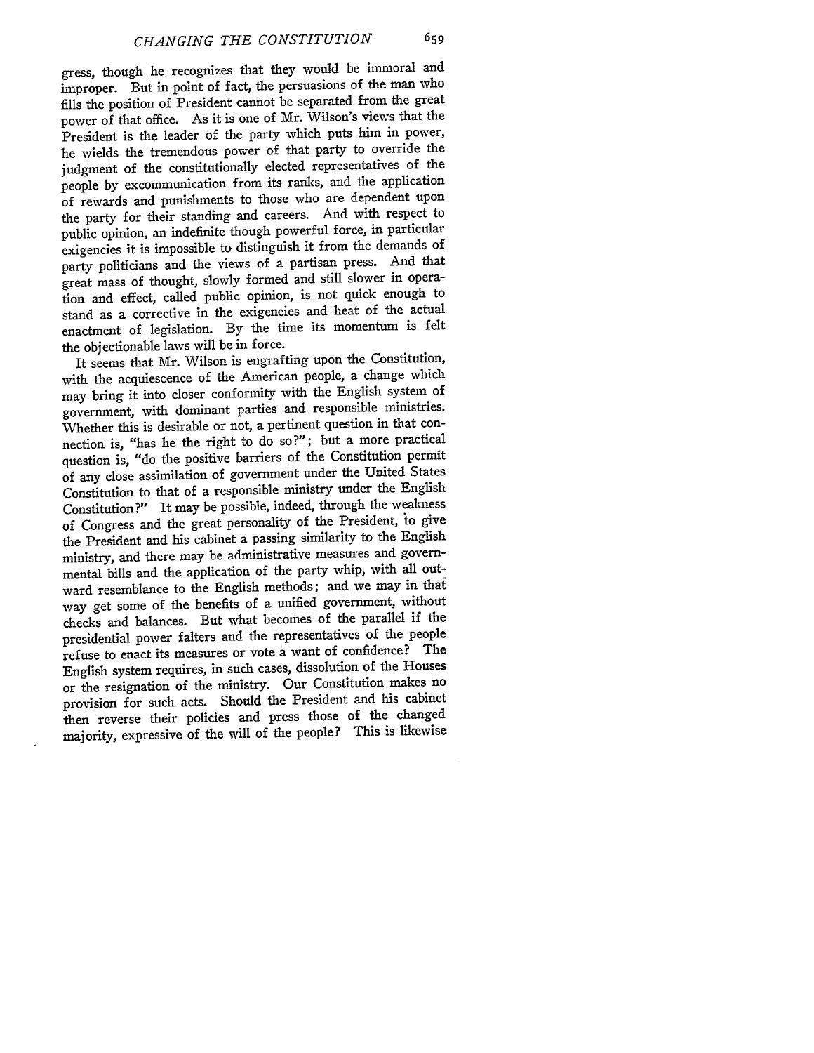gress, though he recognizes that they would be immoral and improper. But in point of fact, the persuasions of the man who fills the position of President cannot be separated from the great power of that office. As it is one of Mr. Wilson's views that the President is the leader of the party which puts him in power, he wields the tremendous power of that party to override the judgment of the constitutionally elected representatives of the people by excommunication from its ranks, and the application of rewards and punishments to those who are dependent upon the party for their standing and careers. And with respect to public opinion, an indefinite though powerful force, in particular exigencies it is impossible to distinguish it from the demands of party politicians and the views of a partisan press. And that great mass of thought, slowly formed and still slower in operation and effect, called public opinion, is not quick enough to stand as a corrective in the exigencies and heat of the actual enactment of legislation. By the time its momentum is felt the objectionable laws will be in force.

It seems that Mr. Wilson is engrafting upon the Constitution, with the acquiescence of the American people, a change which may bring it into closer conformity with the English system of government, with dominant parties and responsible ministries. Whether this is desirable or not, a pertinent question in that connection is, "has he the right to do so?"; but a more practical question is, "do the positive barriers of the Constitution permit of any close assimilation of government under the United States Constitution to that of a responsible ministry under the English Constitution?" It may be possible, indeed, through the weakness of Congress and the great personality of the President, to give the President and his cabinet a passing similarity to the English ministry, and there may be administrative measures and governmental bills and the application of the party whip, with all outward resemblance to the English methods; and we may in that way get some of the benefits of a unified government, without checks and balances. But what becomes of the parallel if the presidential power falters and the representatives of the people refuse to enact its measures or vote a want of confidence? The English system requires, in such cases, dissolution of the Houses or the resignation of the ministry. Our Constitution makes no provision for such acts. Should the President and his cabinet then reverse their policies and press those of the changed majority, expressive of the will of the people? This is likewise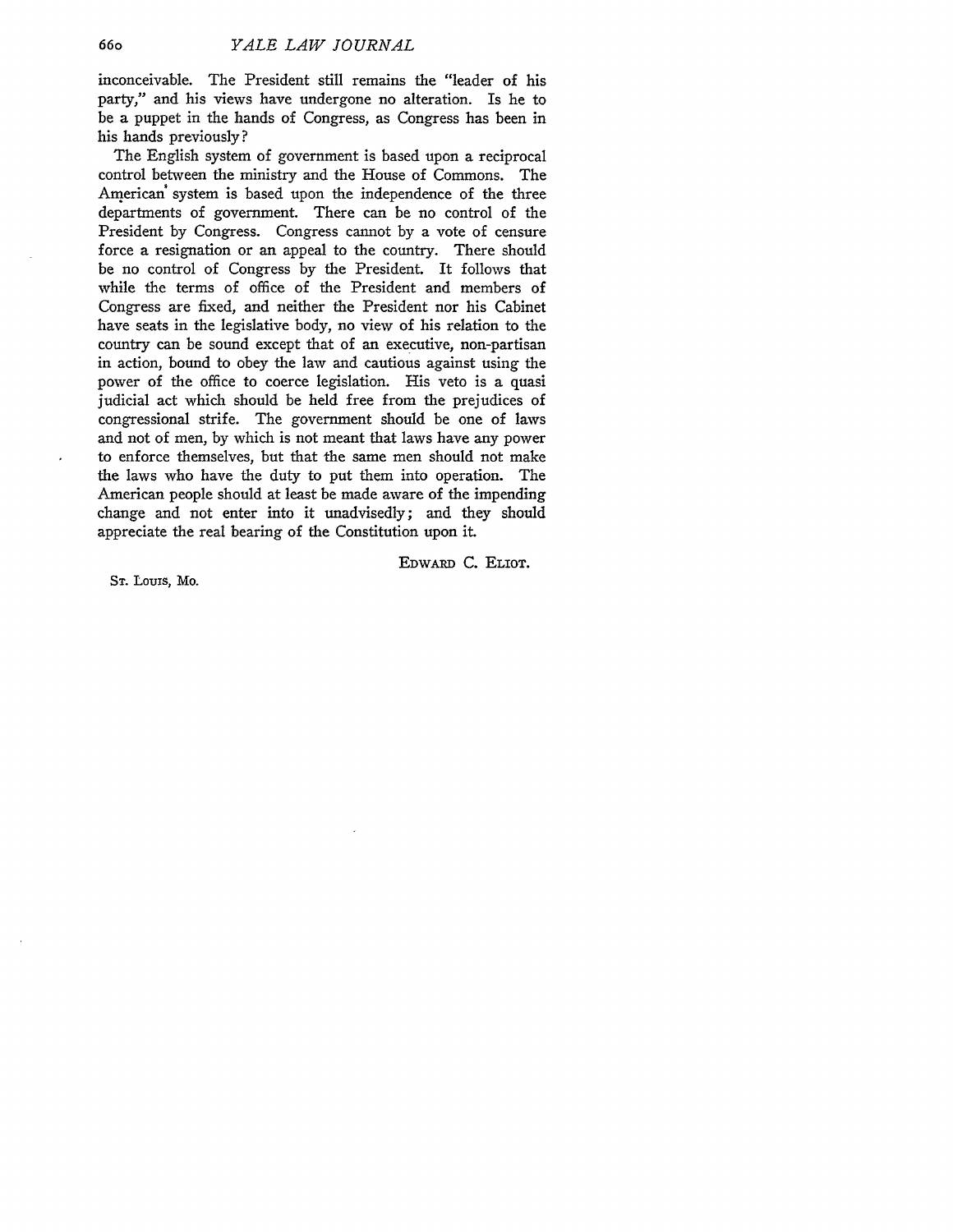inconceivable. The President still remains the "leader of his party," and his views have undergone no alteration. Is he to be a puppet in the hands of Congress, as Congress has been in his hands previously?

The English system of government is based upon a reciprocal control between the ministry and the House of Commons. The American system is based upon the independence of the three departments of government. There can be no control of the President by Congress. Congress cannot by a vote of censure force a resignation or an appeal to the country. There should be no control of Congress by the President. It follows that while the terms of office of the President and members of Congress are fixed, and neither the President nor his Cabinet have seats in the legislative body, no view of his relation to the country can be sound except that of an executive, non-partisan in action, bound to obey the law and cautious against using the power of the office to coerce legislation. His veto is a quasi judicial act which should be held free from the prejudices of congressional strife. The government should be one of laws and not of men, by which is not meant that laws have any power to enforce themselves, but that the same men should not make the laws who have the duty to put them into operation. The American people should at least be made aware of the impending change and not enter into it unadvisedly; and they should appreciate the real bearing of the Constitution upon it.

EDWARD C. ELIOT.

ST. LOUIS, MO.